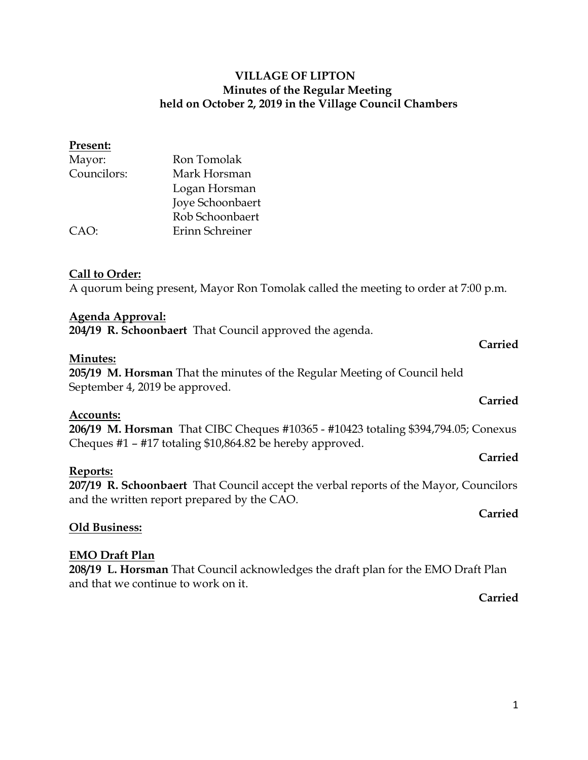# VILLAGE OF LIPTON
## Minutes of the Regular Meeting
## held on October 2, 2019 in the Village Council Chambers

**Present:**

| | |
|---|---|
| Mayor: | Ron Tomolak |
| Councilors: | Mark Horsman |
| | Logan Horsman |
| | Joye Schoonbaert |
| | Rob Schoonbaert |
| CAO: | Erinn Schreiner |

**Call to Order:**
A quorum being present, Mayor Ron Tomolak called the meeting to order at 7:00 p.m.

**Agenda Approval:**
**204/19 R. Schoonbaert** That Council approved the agenda.

**Carried**

**Minutes:**
**205/19 M. Horsman** That the minutes of the Regular Meeting of Council held September 4, 2019 be approved.

**Carried**

**Accounts:**
**206/19 M. Horsman** That CIBC Cheques #10365 - #10423 totaling $394,794.05; Conexus Cheques #1 – #17 totaling $10,864.82 be hereby approved.

**Carried**

**Reports:**
**207/19 R. Schoonbaert** That Council accept the verbal reports of the Mayor, Councilors and the written report prepared by the CAO.

**Carried**

**Old Business:**

**EMO Draft Plan**
**208/19 L. Horsman** That Council acknowledges the draft plan for the EMO Draft Plan and that we continue to work on it.

**Carried**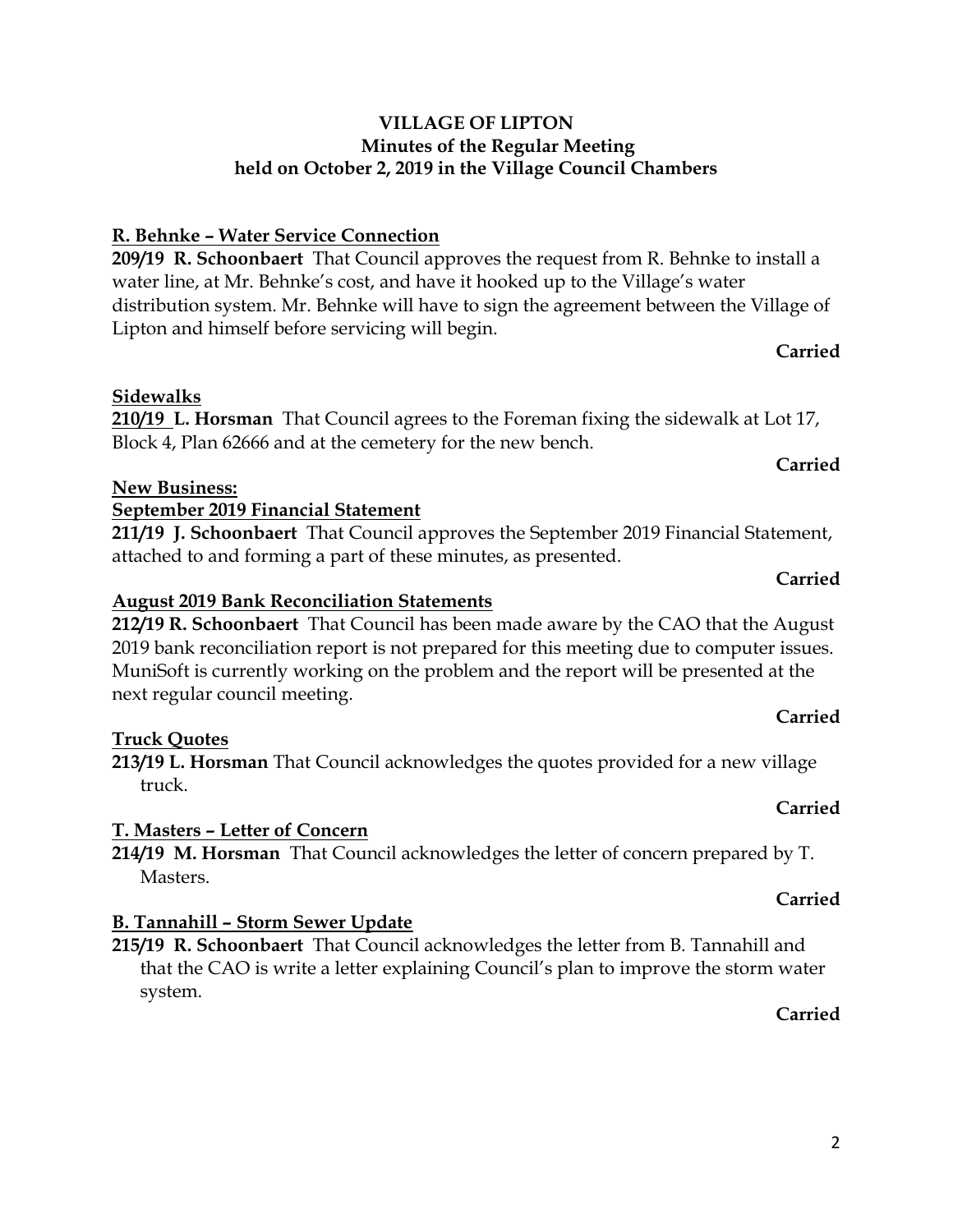# VILLAGE OF LIPTON
## Minutes of the Regular Meeting
## held on October 2, 2019 in the Village Council Chambers

**R. Behnke – Water Service Connection**

**209/19 R. Schoonbaert** That Council approves the request from R. Behnke to install a water line, at Mr. Behnke's cost, and have it hooked up to the Village's water distribution system. Mr. Behnke will have to sign the agreement between the Village of Lipton and himself before servicing will begin.

**Carried**

**Sidewalks**

**210/19 L. Horsman** That Council agrees to the Foreman fixing the sidewalk at Lot 17, Block 4, Plan 62666 and at the cemetery for the new bench.

**Carried**

**New Business:**

**September 2019 Financial Statement**

**211/19 J. Schoonbaert** That Council approves the September 2019 Financial Statement, attached to and forming a part of these minutes, as presented.

**Carried**

**August 2019 Bank Reconciliation Statements**

**212/19 R. Schoonbaert** That Council has been made aware by the CAO that the August 2019 bank reconciliation report is not prepared for this meeting due to computer issues. MuniSoft is currently working on the problem and the report will be presented at the next regular council meeting.

**Carried**

**Truck Quotes**

**213/19 L. Horsman** That Council acknowledges the quotes provided for a new village truck.

**Carried**

**T. Masters – Letter of Concern**

**214/19 M. Horsman** That Council acknowledges the letter of concern prepared by T. Masters.

**Carried**

**B. Tannahill – Storm Sewer Update**

**215/19 R. Schoonbaert** That Council acknowledges the letter from B. Tannahill and that the CAO is write a letter explaining Council's plan to improve the storm water system.

**Carried**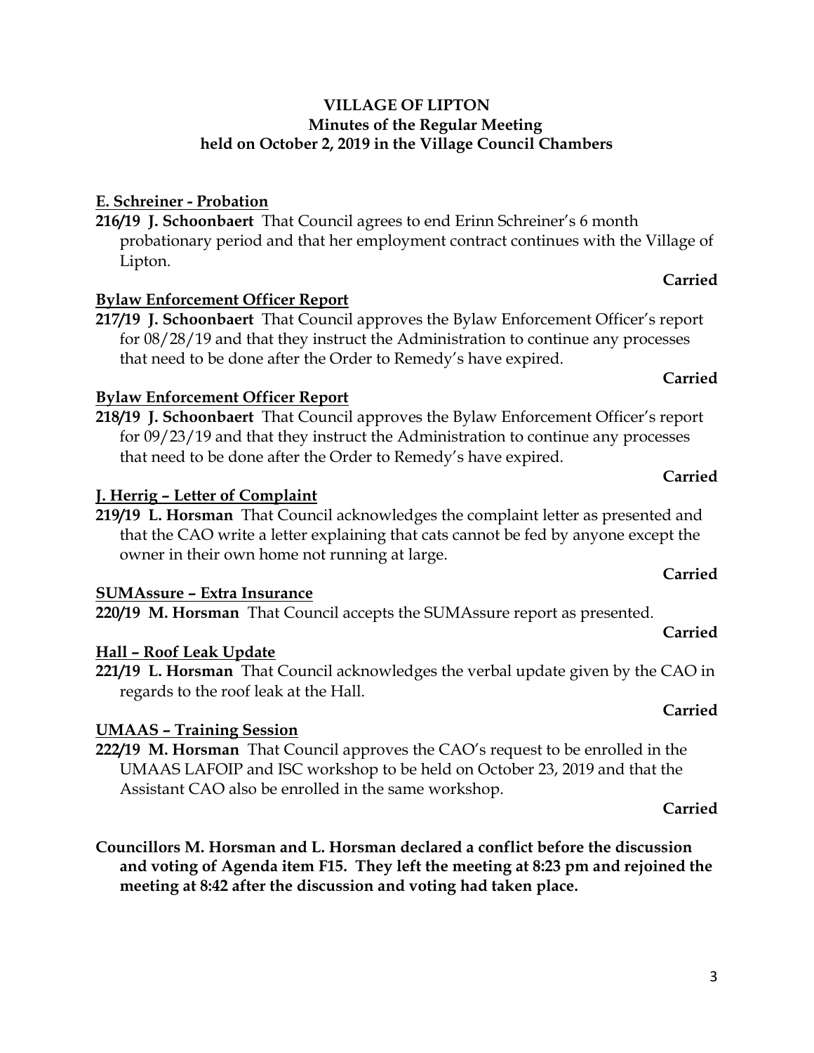**VILLAGE OF LIPTON**
**Minutes of the Regular Meeting**
**held on October 2, 2019 in the Village Council Chambers**

**E. Schreiner - Probation**

**216/19 J. Schoonbaert** That Council agrees to end Erinn Schreiner's 6 month probationary period and that her employment contract continues with the Village of Lipton.

**Carried**

**Bylaw Enforcement Officer Report**

**217/19 J. Schoonbaert** That Council approves the Bylaw Enforcement Officer's report for 08/28/19 and that they instruct the Administration to continue any processes that need to be done after the Order to Remedy's have expired.

**Carried**

**Bylaw Enforcement Officer Report**

**218/19 J. Schoonbaert** That Council approves the Bylaw Enforcement Officer's report for 09/23/19 and that they instruct the Administration to continue any processes that need to be done after the Order to Remedy's have expired.

**Carried**

**J. Herrig – Letter of Complaint**

**219/19 L. Horsman** That Council acknowledges the complaint letter as presented and that the CAO write a letter explaining that cats cannot be fed by anyone except the owner in their own home not running at large.

**Carried**

**SUMAssure – Extra Insurance**

**220/19 M. Horsman** That Council accepts the SUMAssure report as presented.

**Carried**

**Hall – Roof Leak Update**

**221/19 L. Horsman** That Council acknowledges the verbal update given by the CAO in regards to the roof leak at the Hall.

**Carried**

**UMAAS – Training Session**

**222/19 M. Horsman** That Council approves the CAO's request to be enrolled in the UMAAS LAFOIP and ISC workshop to be held on October 23, 2019 and that the Assistant CAO also be enrolled in the same workshop.

**Carried**

**Councillors M. Horsman and L. Horsman declared a conflict before the discussion and voting of Agenda item F15. They left the meeting at 8:23 pm and rejoined the meeting at 8:42 after the discussion and voting had taken place.**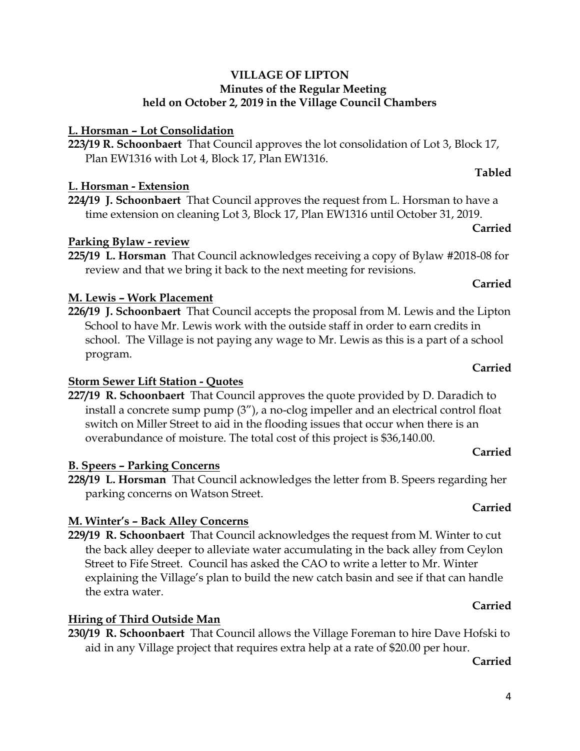**VILLAGE OF LIPTON**
**Minutes of the Regular Meeting**
**held on October 2, 2019 in the Village Council Chambers**

**L. Horsman – Lot Consolidation**

**223/19 R. Schoonbaert** That Council approves the lot consolidation of Lot 3, Block 17, Plan EW1316 with Lot 4, Block 17, Plan EW1316.

**Tabled**

**L. Horsman - Extension**

**224/19 J. Schoonbaert** That Council approves the request from L. Horsman to have a time extension on cleaning Lot 3, Block 17, Plan EW1316 until October 31, 2019.

**Carried**

**Parking Bylaw - review**

**225/19 L. Horsman** That Council acknowledges receiving a copy of Bylaw #2018-08 for review and that we bring it back to the next meeting for revisions.

**Carried**

**M. Lewis – Work Placement**

**226/19 J. Schoonbaert** That Council accepts the proposal from M. Lewis and the Lipton School to have Mr. Lewis work with the outside staff in order to earn credits in school. The Village is not paying any wage to Mr. Lewis as this is a part of a school program.

**Carried**

**Storm Sewer Lift Station - Quotes**

**227/19 R. Schoonbaert** That Council approves the quote provided by D. Daradich to install a concrete sump pump (3"), a no-clog impeller and an electrical control float switch on Miller Street to aid in the flooding issues that occur when there is an overabundance of moisture. The total cost of this project is $36,140.00.

**Carried**

**B. Speers – Parking Concerns**

**228/19 L. Horsman** That Council acknowledges the letter from B. Speers regarding her parking concerns on Watson Street.

**Carried**

**M. Winter's – Back Alley Concerns**

**229/19 R. Schoonbaert** That Council acknowledges the request from M. Winter to cut the back alley deeper to alleviate water accumulating in the back alley from Ceylon Street to Fife Street. Council has asked the CAO to write a letter to Mr. Winter explaining the Village's plan to build the new catch basin and see if that can handle the extra water.

**Carried**

**Hiring of Third Outside Man**

**230/19 R. Schoonbaert** That Council allows the Village Foreman to hire Dave Hofski to aid in any Village project that requires extra help at a rate of $20.00 per hour.

**Carried**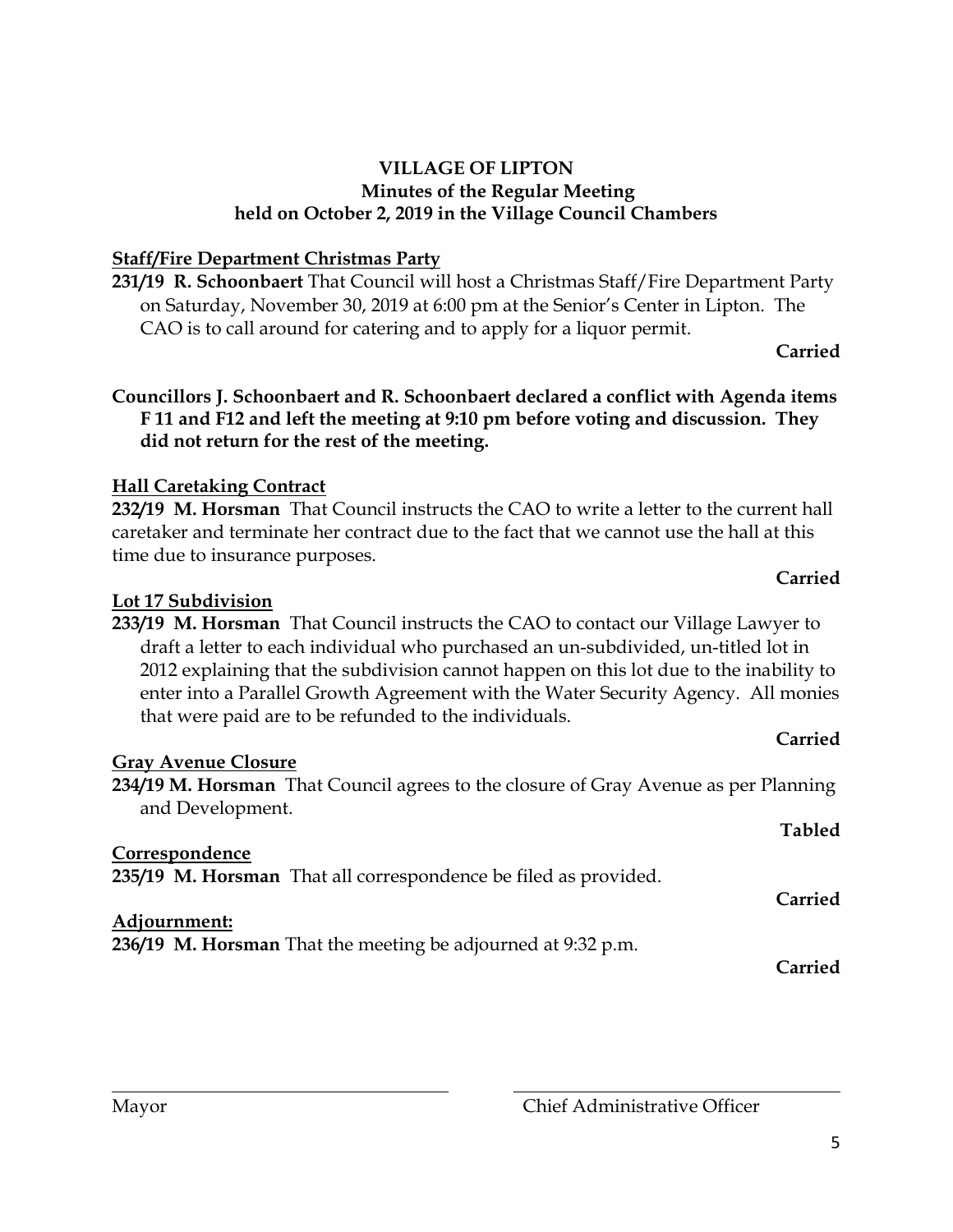**VILLAGE OF LIPTON**
**Minutes of the Regular Meeting**
**held on October 2, 2019 in the Village Council Chambers**

**Staff/Fire Department Christmas Party**

**231/19 R. Schoonbaert** That Council will host a Christmas Staff/Fire Department Party on Saturday, November 30, 2019 at 6:00 pm at the Senior's Center in Lipton. The CAO is to call around for catering and to apply for a liquor permit.

**Carried**

**Councillors J. Schoonbaert and R. Schoonbaert declared a conflict with Agenda items F 11 and F12 and left the meeting at 9:10 pm before voting and discussion. They did not return for the rest of the meeting.**

**Hall Caretaking Contract**

**232/19 M. Horsman** That Council instructs the CAO to write a letter to the current hall caretaker and terminate her contract due to the fact that we cannot use the hall at this time due to insurance purposes.

**Carried**

**Lot 17 Subdivision**

**233/19 M. Horsman** That Council instructs the CAO to contact our Village Lawyer to draft a letter to each individual who purchased an un-subdivided, un-titled lot in 2012 explaining that the subdivision cannot happen on this lot due to the inability to enter into a Parallel Growth Agreement with the Water Security Agency. All monies that were paid are to be refunded to the individuals.

**Carried**

**Gray Avenue Closure**

**234/19 M. Horsman** That Council agrees to the closure of Gray Avenue as per Planning and Development.

**Tabled**

**Correspondence**

**235/19 M. Horsman** That all correspondence be filed as provided.

**Carried**

**Adjournment:**

**236/19 M. Horsman** That the meeting be adjourned at 9:32 p.m.

**Carried**

\_\_\_\_\_\_\_\_\_\_\_\_\_\_\_\_\_\_\_\_\_\_\_\_\_\_\_\_\_\_ \_\_\_\_\_\_\_\_\_\_\_\_\_\_\_\_\_\_\_\_\_\_\_\_\_\_\_\_\_\_

Mayor Chief Administrative Officer